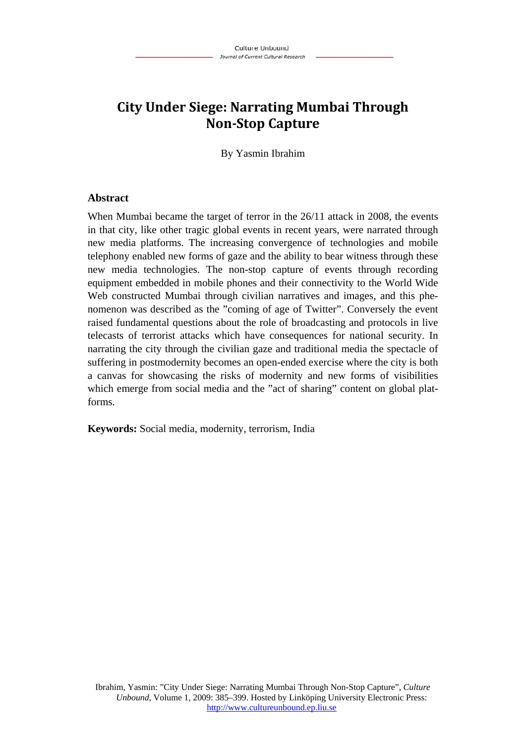# City Under Siege: Narrating Mumbai Through Non-Stop Capture

By Yasmin Ibrahim

## Abstract

When Mumbai became the target of terror in the 26/11 attack in 2008, the events in that city, like other tragic global events in recent years, were narrated through new media platforms. The increasing convergence of technologies and mobile telephony enabled new forms of gaze and the ability to bear witness through these new media technologies. The non-stop capture of events through recording equipment embedded in mobile phones and their connectivity to the World Wide Web constructed Mumbai through civilian narratives and images, and this phenomenon was described as the "coming of age of Twitter". Conversely the event raised fundamental questions about the role of broadcasting and protocols in live telecasts of terrorist attacks which have consequences for national security. In narrating the city through the civilian gaze and traditional media the spectacle of suffering in postmodernity becomes an open-ended exercise where the city is both a canvas for showcasing the risks of modernity and new forms of visibilities which emerge from social media and the "act of sharing" content on global platforms.

**Keywords:** Social media, modernity, terrorism, India

Ibrahim, Yasmin: "City Under Siege: Narrating Mumbai Through Non-Stop Capture", *Culture Unbound*, Volume 1, 2009: 385–399. Hosted by Linköping University Electronic Press: http://www.cultureunbound.ep.liu.se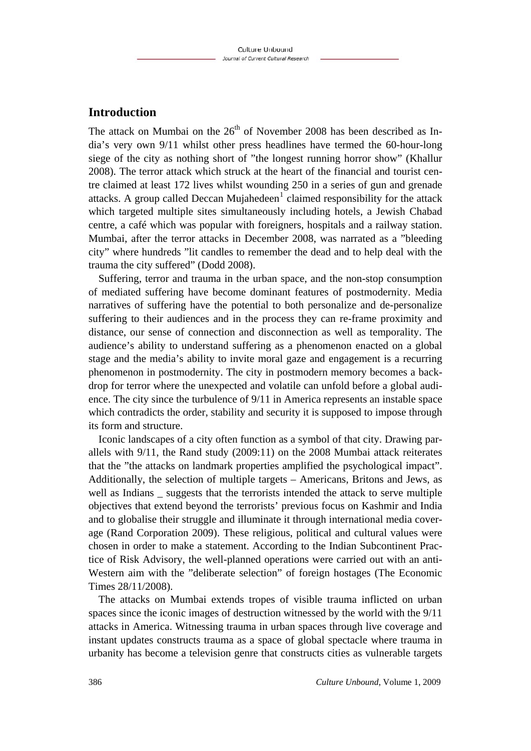## Introduction

The attack on Mumbai on the 26th of November 2008 has been described as India's very own 9/11 whilst other press headlines have termed the 60-hour-long siege of the city as nothing short of "the longest running horror show" (Khallur 2008). The terror attack which struck at the heart of the financial and tourist centre claimed at least 172 lives whilst wounding 250 in a series of gun and grenade attacks. A group called Deccan Mujahedeen[1] claimed responsibility for the attack which targeted multiple sites simultaneously including hotels, a Jewish Chabad centre, a café which was popular with foreigners, hospitals and a railway station. Mumbai, after the terror attacks in December 2008, was narrated as a "bleeding city" where hundreds "lit candles to remember the dead and to help deal with the trauma the city suffered" (Dodd 2008).

Suffering, terror and trauma in the urban space, and the non-stop consumption of mediated suffering have become dominant features of postmodernity. Media narratives of suffering have the potential to both personalize and de-personalize suffering to their audiences and in the process they can re-frame proximity and distance, our sense of connection and disconnection as well as temporality. The audience's ability to understand suffering as a phenomenon enacted on a global stage and the media's ability to invite moral gaze and engagement is a recurring phenomenon in postmodernity. The city in postmodern memory becomes a backdrop for terror where the unexpected and volatile can unfold before a global audience. The city since the turbulence of 9/11 in America represents an instable space which contradicts the order, stability and security it is supposed to impose through its form and structure.

Iconic landscapes of a city often function as a symbol of that city. Drawing parallels with 9/11, the Rand study (2009:11) on the 2008 Mumbai attack reiterates that the "the attacks on landmark properties amplified the psychological impact". Additionally, the selection of multiple targets – Americans, Britons and Jews, as well as Indians _ suggests that the terrorists intended the attack to serve multiple objectives that extend beyond the terrorists' previous focus on Kashmir and India and to globalise their struggle and illuminate it through international media coverage (Rand Corporation 2009). These religious, political and cultural values were chosen in order to make a statement. According to the Indian Subcontinent Practice of Risk Advisory, the well-planned operations were carried out with an anti-Western aim with the "deliberate selection" of foreign hostages (The Economic Times 28/11/2008).

The attacks on Mumbai extends tropes of visible trauma inflicted on urban spaces since the iconic images of destruction witnessed by the world with the 9/11 attacks in America. Witnessing trauma in urban spaces through live coverage and instant updates constructs trauma as a space of global spectacle where trauma in urbanity has become a television genre that constructs cities as vulnerable targets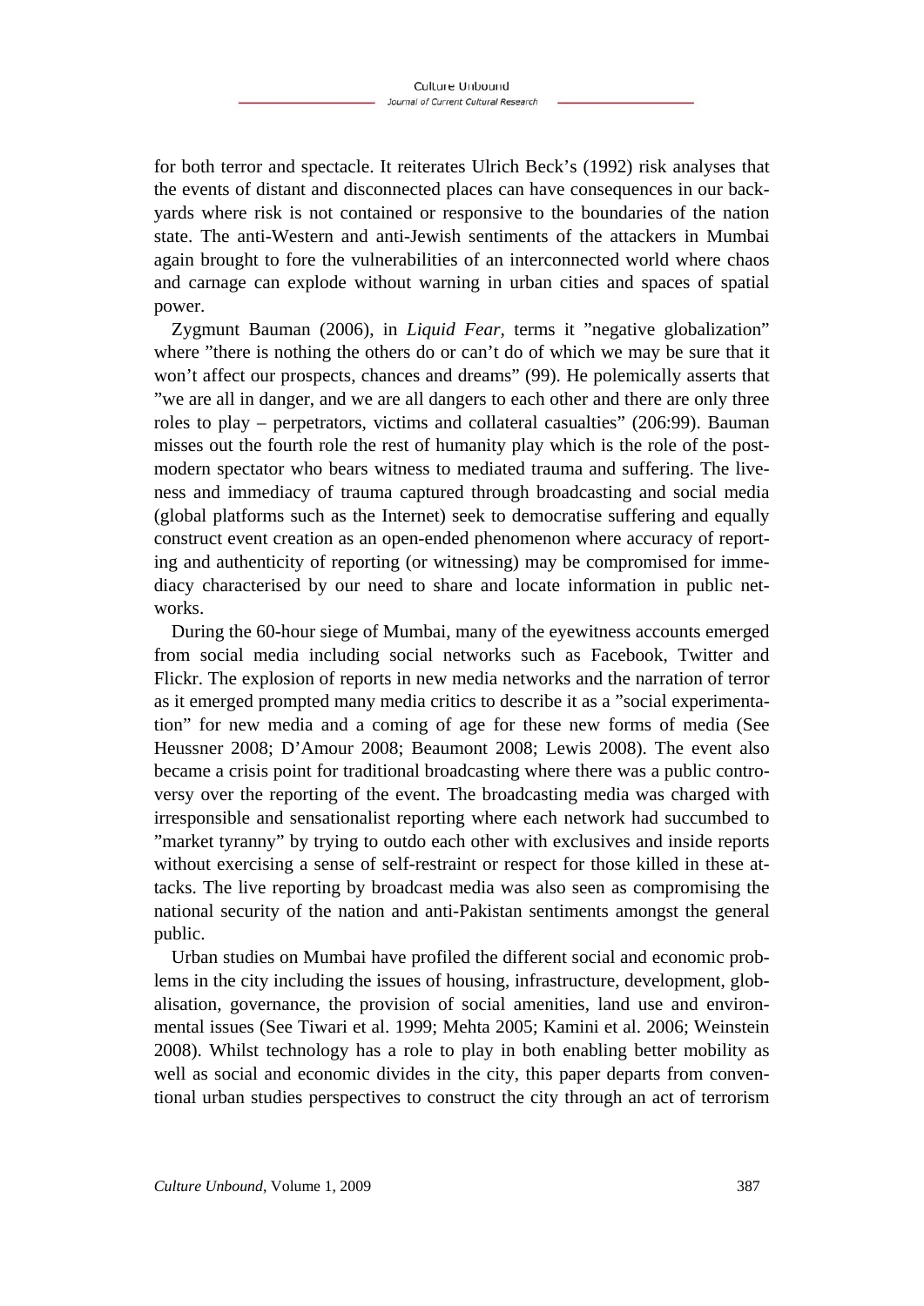for both terror and spectacle. It reiterates Ulrich Beck's (1992) risk analyses that the events of distant and disconnected places can have consequences in our backyards where risk is not contained or responsive to the boundaries of the nation state. The anti-Western and anti-Jewish sentiments of the attackers in Mumbai again brought to fore the vulnerabilities of an interconnected world where chaos and carnage can explode without warning in urban cities and spaces of spatial power.

Zygmunt Bauman (2006), in *Liquid Fear*, terms it "negative globalization" where "there is nothing the others do or can't do of which we may be sure that it won't affect our prospects, chances and dreams" (99). He polemically asserts that "we are all in danger, and we are all dangers to each other and there are only three roles to play – perpetrators, victims and collateral casualties" (206:99). Bauman misses out the fourth role the rest of humanity play which is the role of the postmodern spectator who bears witness to mediated trauma and suffering. The liveness and immediacy of trauma captured through broadcasting and social media (global platforms such as the Internet) seek to democratise suffering and equally construct event creation as an open-ended phenomenon where accuracy of reporting and authenticity of reporting (or witnessing) may be compromised for immediacy characterised by our need to share and locate information in public networks.

During the 60-hour siege of Mumbai, many of the eyewitness accounts emerged from social media including social networks such as Facebook, Twitter and Flickr. The explosion of reports in new media networks and the narration of terror as it emerged prompted many media critics to describe it as a "social experimentation" for new media and a coming of age for these new forms of media (See Heussner 2008; D'Amour 2008; Beaumont 2008; Lewis 2008). The event also became a crisis point for traditional broadcasting where there was a public controversy over the reporting of the event. The broadcasting media was charged with irresponsible and sensationalist reporting where each network had succumbed to "market tyranny" by trying to outdo each other with exclusives and inside reports without exercising a sense of self-restraint or respect for those killed in these attacks. The live reporting by broadcast media was also seen as compromising the national security of the nation and anti-Pakistan sentiments amongst the general public.

Urban studies on Mumbai have profiled the different social and economic problems in the city including the issues of housing, infrastructure, development, globalisation, governance, the provision of social amenities, land use and environmental issues (See Tiwari et al. 1999; Mehta 2005; Kamini et al. 2006; Weinstein 2008). Whilst technology has a role to play in both enabling better mobility as well as social and economic divides in the city, this paper departs from conventional urban studies perspectives to construct the city through an act of terrorism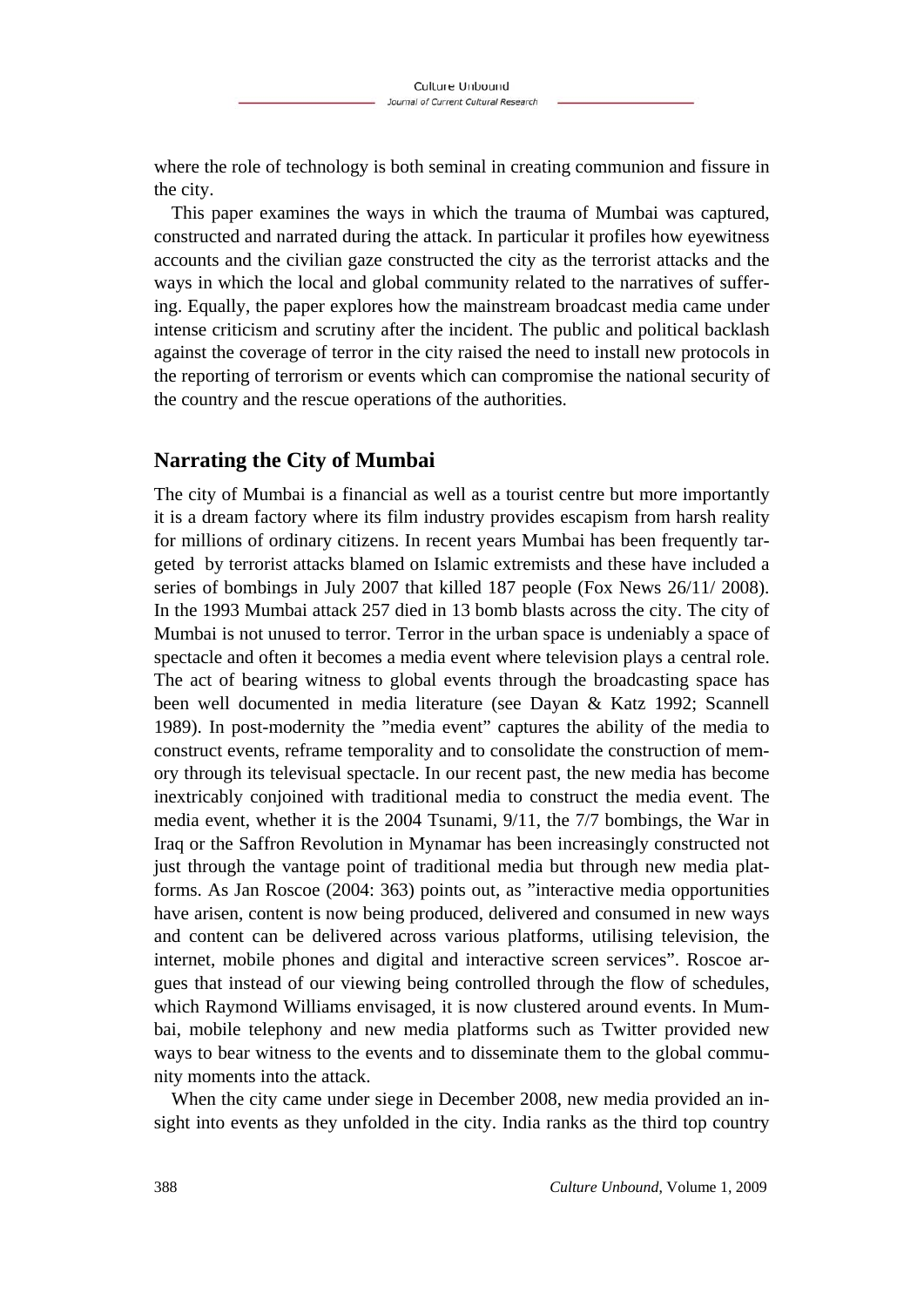where the role of technology is both seminal in creating communion and fissure in the city.

This paper examines the ways in which the trauma of Mumbai was captured, constructed and narrated during the attack. In particular it profiles how eyewitness accounts and the civilian gaze constructed the city as the terrorist attacks and the ways in which the local and global community related to the narratives of suffering. Equally, the paper explores how the mainstream broadcast media came under intense criticism and scrutiny after the incident. The public and political backlash against the coverage of terror in the city raised the need to install new protocols in the reporting of terrorism or events which can compromise the national security of the country and the rescue operations of the authorities.

## Narrating the City of Mumbai

The city of Mumbai is a financial as well as a tourist centre but more importantly it is a dream factory where its film industry provides escapism from harsh reality for millions of ordinary citizens. In recent years Mumbai has been frequently targeted by terrorist attacks blamed on Islamic extremists and these have included a series of bombings in July 2007 that killed 187 people (Fox News 26/11/ 2008). In the 1993 Mumbai attack 257 died in 13 bomb blasts across the city. The city of Mumbai is not unused to terror. Terror in the urban space is undeniably a space of spectacle and often it becomes a media event where television plays a central role. The act of bearing witness to global events through the broadcasting space has been well documented in media literature (see Dayan & Katz 1992; Scannell 1989). In post-modernity the ”media event” captures the ability of the media to construct events, reframe temporality and to consolidate the construction of memory through its televisual spectacle. In our recent past, the new media has become inextricably conjoined with traditional media to construct the media event. The media event, whether it is the 2004 Tsunami, 9/11, the 7/7 bombings, the War in Iraq or the Saffron Revolution in Mynamar has been increasingly constructed not just through the vantage point of traditional media but through new media platforms. As Jan Roscoe (2004: 363) points out, as ”interactive media opportunities have arisen, content is now being produced, delivered and consumed in new ways and content can be delivered across various platforms, utilising television, the internet, mobile phones and digital and interactive screen services”. Roscoe argues that instead of our viewing being controlled through the flow of schedules, which Raymond Williams envisaged, it is now clustered around events. In Mumbai, mobile telephony and new media platforms such as Twitter provided new ways to bear witness to the events and to disseminate them to the global community moments into the attack.

When the city came under siege in December 2008, new media provided an insight into events as they unfolded in the city. India ranks as the third top country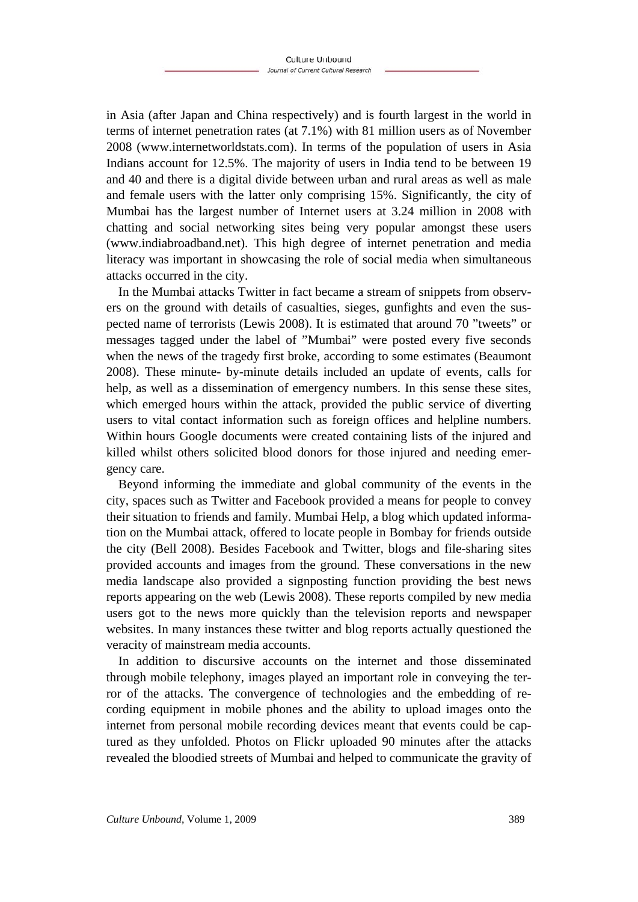in Asia (after Japan and China respectively) and is fourth largest in the world in terms of internet penetration rates (at 7.1%) with 81 million users as of November 2008 (www.internetworldstats.com). In terms of the population of users in Asia Indians account for 12.5%. The majority of users in India tend to be between 19 and 40 and there is a digital divide between urban and rural areas as well as male and female users with the latter only comprising 15%. Significantly, the city of Mumbai has the largest number of Internet users at 3.24 million in 2008 with chatting and social networking sites being very popular amongst these users (www.indiabroadband.net). This high degree of internet penetration and media literacy was important in showcasing the role of social media when simultaneous attacks occurred in the city.

In the Mumbai attacks Twitter in fact became a stream of snippets from observers on the ground with details of casualties, sieges, gunfights and even the suspected name of terrorists (Lewis 2008). It is estimated that around 70 "tweets" or messages tagged under the label of "Mumbai" were posted every five seconds when the news of the tragedy first broke, according to some estimates (Beaumont 2008). These minute- by-minute details included an update of events, calls for help, as well as a dissemination of emergency numbers. In this sense these sites, which emerged hours within the attack, provided the public service of diverting users to vital contact information such as foreign offices and helpline numbers. Within hours Google documents were created containing lists of the injured and killed whilst others solicited blood donors for those injured and needing emergency care.

Beyond informing the immediate and global community of the events in the city, spaces such as Twitter and Facebook provided a means for people to convey their situation to friends and family. Mumbai Help, a blog which updated information on the Mumbai attack, offered to locate people in Bombay for friends outside the city (Bell 2008). Besides Facebook and Twitter, blogs and file-sharing sites provided accounts and images from the ground. These conversations in the new media landscape also provided a signposting function providing the best news reports appearing on the web (Lewis 2008). These reports compiled by new media users got to the news more quickly than the television reports and newspaper websites. In many instances these twitter and blog reports actually questioned the veracity of mainstream media accounts.

In addition to discursive accounts on the internet and those disseminated through mobile telephony, images played an important role in conveying the terror of the attacks. The convergence of technologies and the embedding of recording equipment in mobile phones and the ability to upload images onto the internet from personal mobile recording devices meant that events could be captured as they unfolded. Photos on Flickr uploaded 90 minutes after the attacks revealed the bloodied streets of Mumbai and helped to communicate the gravity of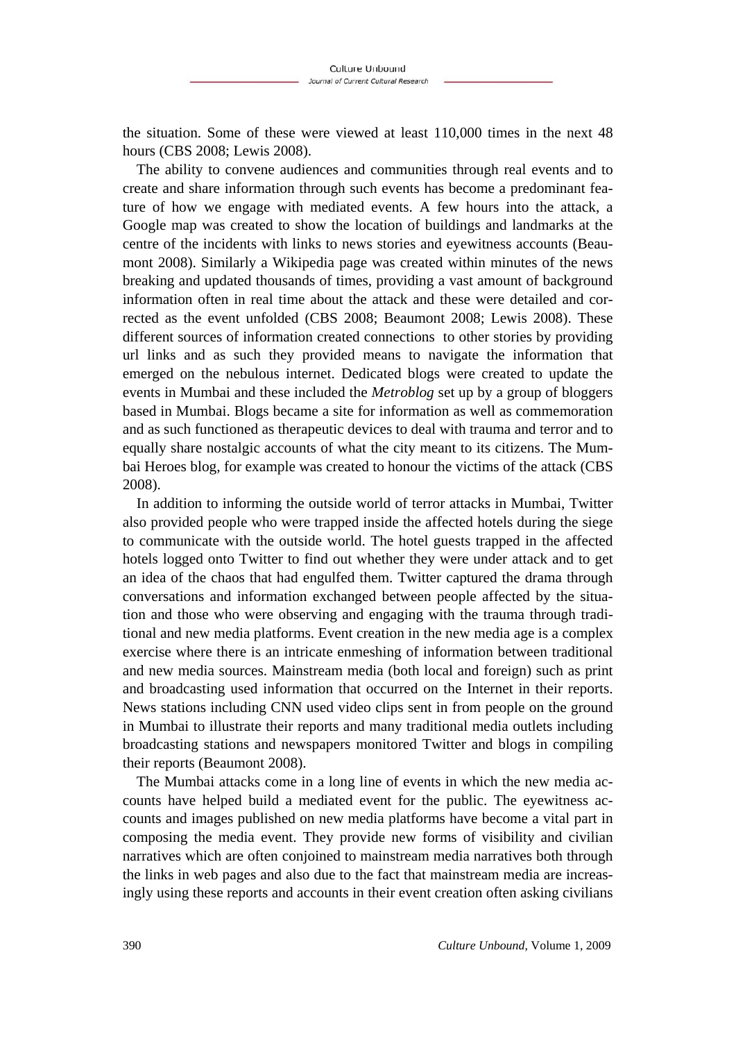the situation. Some of these were viewed at least 110,000 times in the next 48 hours (CBS 2008; Lewis 2008).

The ability to convene audiences and communities through real events and to create and share information through such events has become a predominant feature of how we engage with mediated events. A few hours into the attack, a Google map was created to show the location of buildings and landmarks at the centre of the incidents with links to news stories and eyewitness accounts (Beaumont 2008). Similarly a Wikipedia page was created within minutes of the news breaking and updated thousands of times, providing a vast amount of background information often in real time about the attack and these were detailed and corrected as the event unfolded (CBS 2008; Beaumont 2008; Lewis 2008). These different sources of information created connections to other stories by providing url links and as such they provided means to navigate the information that emerged on the nebulous internet. Dedicated blogs were created to update the events in Mumbai and these included the *Metroblog* set up by a group of bloggers based in Mumbai. Blogs became a site for information as well as commemoration and as such functioned as therapeutic devices to deal with trauma and terror and to equally share nostalgic accounts of what the city meant to its citizens. The Mumbai Heroes blog, for example was created to honour the victims of the attack (CBS 2008).

In addition to informing the outside world of terror attacks in Mumbai, Twitter also provided people who were trapped inside the affected hotels during the siege to communicate with the outside world. The hotel guests trapped in the affected hotels logged onto Twitter to find out whether they were under attack and to get an idea of the chaos that had engulfed them. Twitter captured the drama through conversations and information exchanged between people affected by the situation and those who were observing and engaging with the trauma through traditional and new media platforms. Event creation in the new media age is a complex exercise where there is an intricate enmeshing of information between traditional and new media sources. Mainstream media (both local and foreign) such as print and broadcasting used information that occurred on the Internet in their reports. News stations including CNN used video clips sent in from people on the ground in Mumbai to illustrate their reports and many traditional media outlets including broadcasting stations and newspapers monitored Twitter and blogs in compiling their reports (Beaumont 2008).

The Mumbai attacks come in a long line of events in which the new media accounts have helped build a mediated event for the public. The eyewitness accounts and images published on new media platforms have become a vital part in composing the media event. They provide new forms of visibility and civilian narratives which are often conjoined to mainstream media narratives both through the links in web pages and also due to the fact that mainstream media are increasingly using these reports and accounts in their event creation often asking civilians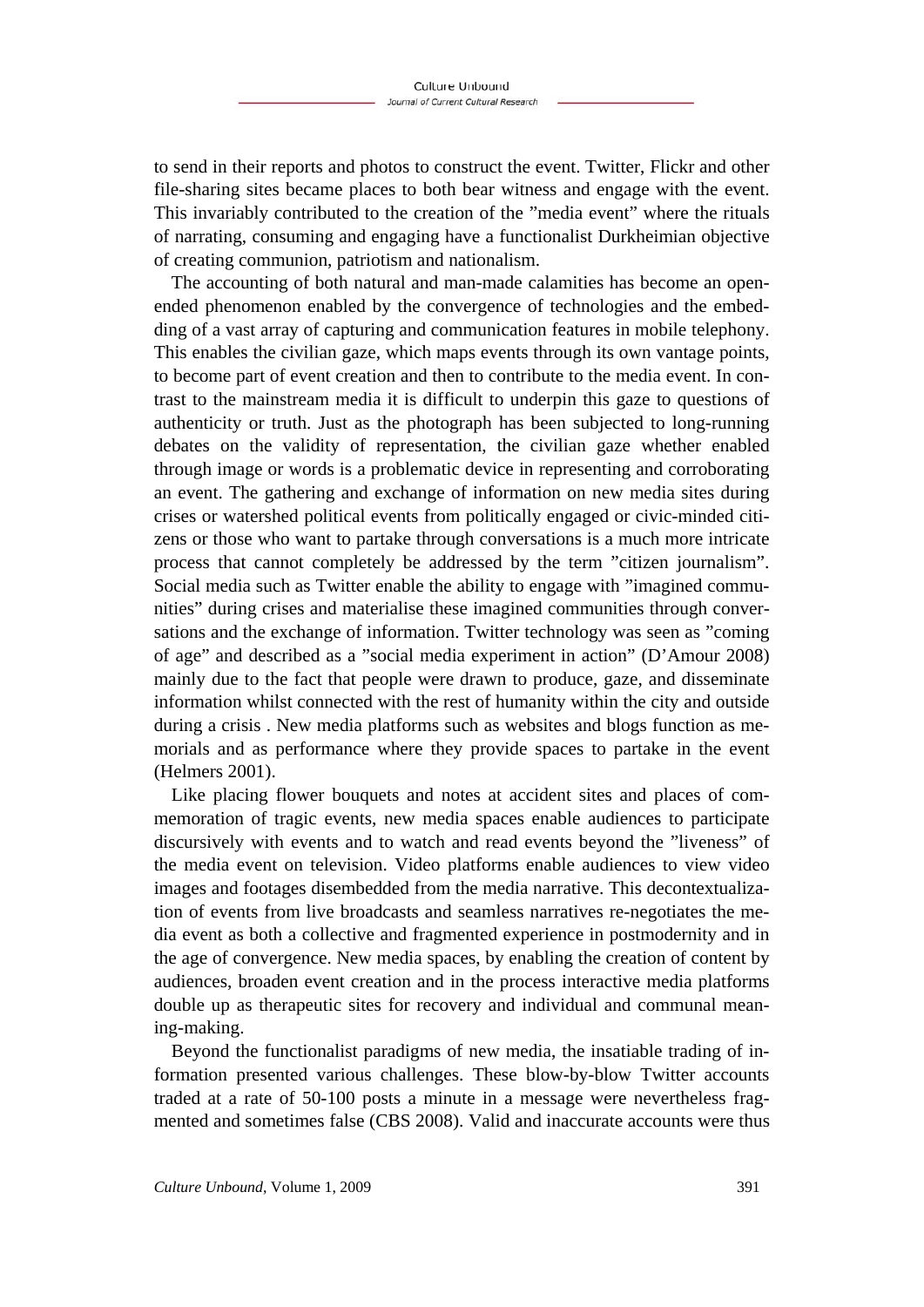to send in their reports and photos to construct the event. Twitter, Flickr and other file-sharing sites became places to both bear witness and engage with the event. This invariably contributed to the creation of the ”media event” where the rituals of narrating, consuming and engaging have a functionalist Durkheimian objective of creating communion, patriotism and nationalism.

The accounting of both natural and man-made calamities has become an open-ended phenomenon enabled by the convergence of technologies and the embedding of a vast array of capturing and communication features in mobile telephony. This enables the civilian gaze, which maps events through its own vantage points, to become part of event creation and then to contribute to the media event. In contrast to the mainstream media it is difficult to underpin this gaze to questions of authenticity or truth. Just as the photograph has been subjected to long-running debates on the validity of representation, the civilian gaze whether enabled through image or words is a problematic device in representing and corroborating an event. The gathering and exchange of information on new media sites during crises or watershed political events from politically engaged or civic-minded citizens or those who want to partake through conversations is a much more intricate process that cannot completely be addressed by the term ”citizen journalism”. Social media such as Twitter enable the ability to engage with ”imagined communities” during crises and materialise these imagined communities through conversations and the exchange of information. Twitter technology was seen as ”coming of age” and described as a ”social media experiment in action” (D’Amour 2008) mainly due to the fact that people were drawn to produce, gaze, and disseminate information whilst connected with the rest of humanity within the city and outside during a crisis . New media platforms such as websites and blogs function as memorials and as performance where they provide spaces to partake in the event (Helmers 2001).

Like placing flower bouquets and notes at accident sites and places of commemoration of tragic events, new media spaces enable audiences to participate discursively with events and to watch and read events beyond the ”liveness” of the media event on television. Video platforms enable audiences to view video images and footages disembedded from the media narrative. This decontextualization of events from live broadcasts and seamless narratives re-negotiates the media event as both a collective and fragmented experience in postmodernity and in the age of convergence. New media spaces, by enabling the creation of content by audiences, broaden event creation and in the process interactive media platforms double up as therapeutic sites for recovery and individual and communal meaning-making.

Beyond the functionalist paradigms of new media, the insatiable trading of information presented various challenges. These blow-by-blow Twitter accounts traded at a rate of 50-100 posts a minute in a message were nevertheless fragmented and sometimes false (CBS 2008). Valid and inaccurate accounts were thus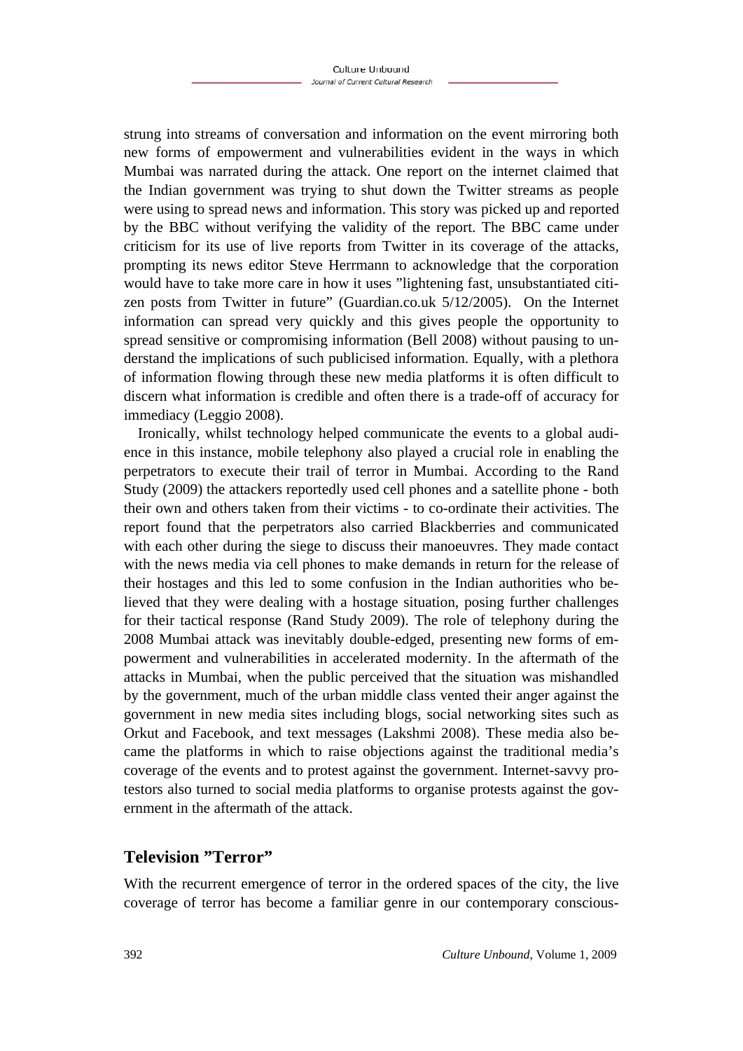strung into streams of conversation and information on the event mirroring both new forms of empowerment and vulnerabilities evident in the ways in which Mumbai was narrated during the attack. One report on the internet claimed that the Indian government was trying to shut down the Twitter streams as people were using to spread news and information. This story was picked up and reported by the BBC without verifying the validity of the report. The BBC came under criticism for its use of live reports from Twitter in its coverage of the attacks, prompting its news editor Steve Herrmann to acknowledge that the corporation would have to take more care in how it uses ”lightening fast, unsubstantiated citizen posts from Twitter in future” (Guardian.co.uk 5/12/2005). On the Internet information can spread very quickly and this gives people the opportunity to spread sensitive or compromising information (Bell 2008) without pausing to understand the implications of such publicised information. Equally, with a plethora of information flowing through these new media platforms it is often difficult to discern what information is credible and often there is a trade-off of accuracy for immediacy (Leggio 2008).

Ironically, whilst technology helped communicate the events to a global audience in this instance, mobile telephony also played a crucial role in enabling the perpetrators to execute their trail of terror in Mumbai. According to the Rand Study (2009) the attackers reportedly used cell phones and a satellite phone - both their own and others taken from their victims - to co-ordinate their activities. The report found that the perpetrators also carried Blackberries and communicated with each other during the siege to discuss their manoeuvres. They made contact with the news media via cell phones to make demands in return for the release of their hostages and this led to some confusion in the Indian authorities who believed that they were dealing with a hostage situation, posing further challenges for their tactical response (Rand Study 2009). The role of telephony during the 2008 Mumbai attack was inevitably double-edged, presenting new forms of empowerment and vulnerabilities in accelerated modernity. In the aftermath of the attacks in Mumbai, when the public perceived that the situation was mishandled by the government, much of the urban middle class vented their anger against the government in new media sites including blogs, social networking sites such as Orkut and Facebook, and text messages (Lakshmi 2008). These media also became the platforms in which to raise objections against the traditional media’s coverage of the events and to protest against the government. Internet-savvy protestors also turned to social media platforms to organise protests against the government in the aftermath of the attack.

## Television ”Terror”

With the recurrent emergence of terror in the ordered spaces of the city, the live coverage of terror has become a familiar genre in our contemporary conscious-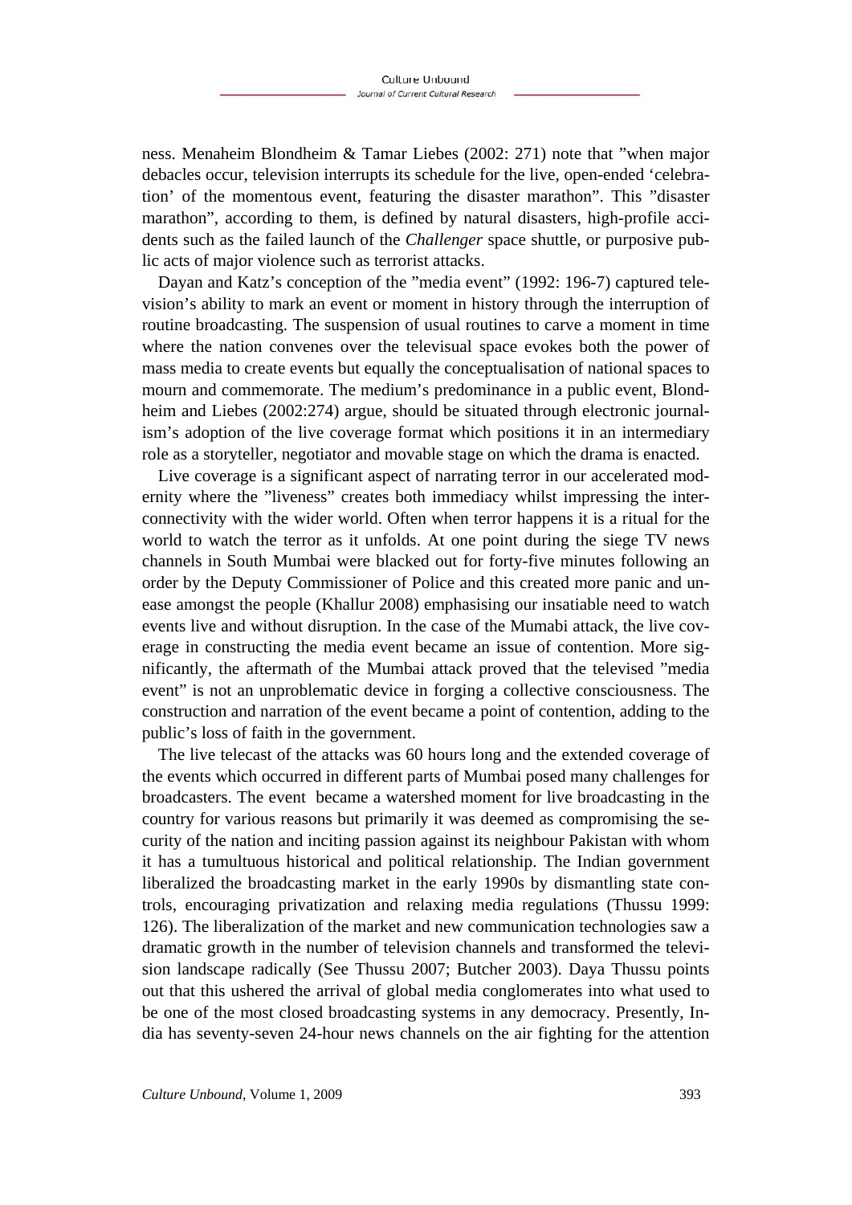ness. Menaheim Blondheim & Tamar Liebes (2002: 271) note that ”when major debacles occur, television interrupts its schedule for the live, open-ended ‘celebration’ of the momentous event, featuring the disaster marathon”. This ”disaster marathon”, according to them, is defined by natural disasters, high-profile accidents such as the failed launch of the *Challenger* space shuttle, or purposive public acts of major violence such as terrorist attacks.

Dayan and Katz’s conception of the ”media event” (1992: 196-7) captured television’s ability to mark an event or moment in history through the interruption of routine broadcasting. The suspension of usual routines to carve a moment in time where the nation convenes over the televisual space evokes both the power of mass media to create events but equally the conceptualisation of national spaces to mourn and commemorate. The medium’s predominance in a public event, Blondheim and Liebes (2002:274) argue, should be situated through electronic journalism’s adoption of the live coverage format which positions it in an intermediary role as a storyteller, negotiator and movable stage on which the drama is enacted.

Live coverage is a significant aspect of narrating terror in our accelerated modernity where the ”liveness” creates both immediacy whilst impressing the interconnectivity with the wider world. Often when terror happens it is a ritual for the world to watch the terror as it unfolds. At one point during the siege TV news channels in South Mumbai were blacked out for forty-five minutes following an order by the Deputy Commissioner of Police and this created more panic and unease amongst the people (Khallur 2008) emphasising our insatiable need to watch events live and without disruption. In the case of the Mumabi attack, the live coverage in constructing the media event became an issue of contention. More significantly, the aftermath of the Mumbai attack proved that the televised ”media event” is not an unproblematic device in forging a collective consciousness. The construction and narration of the event became a point of contention, adding to the public’s loss of faith in the government.

The live telecast of the attacks was 60 hours long and the extended coverage of the events which occurred in different parts of Mumbai posed many challenges for broadcasters. The event became a watershed moment for live broadcasting in the country for various reasons but primarily it was deemed as compromising the security of the nation and inciting passion against its neighbour Pakistan with whom it has a tumultuous historical and political relationship. The Indian government liberalized the broadcasting market in the early 1990s by dismantling state controls, encouraging privatization and relaxing media regulations (Thussu 1999: 126). The liberalization of the market and new communication technologies saw a dramatic growth in the number of television channels and transformed the television landscape radically (See Thussu 2007; Butcher 2003). Daya Thussu points out that this ushered the arrival of global media conglomerates into what used to be one of the most closed broadcasting systems in any democracy. Presently, India has seventy-seven 24-hour news channels on the air fighting for the attention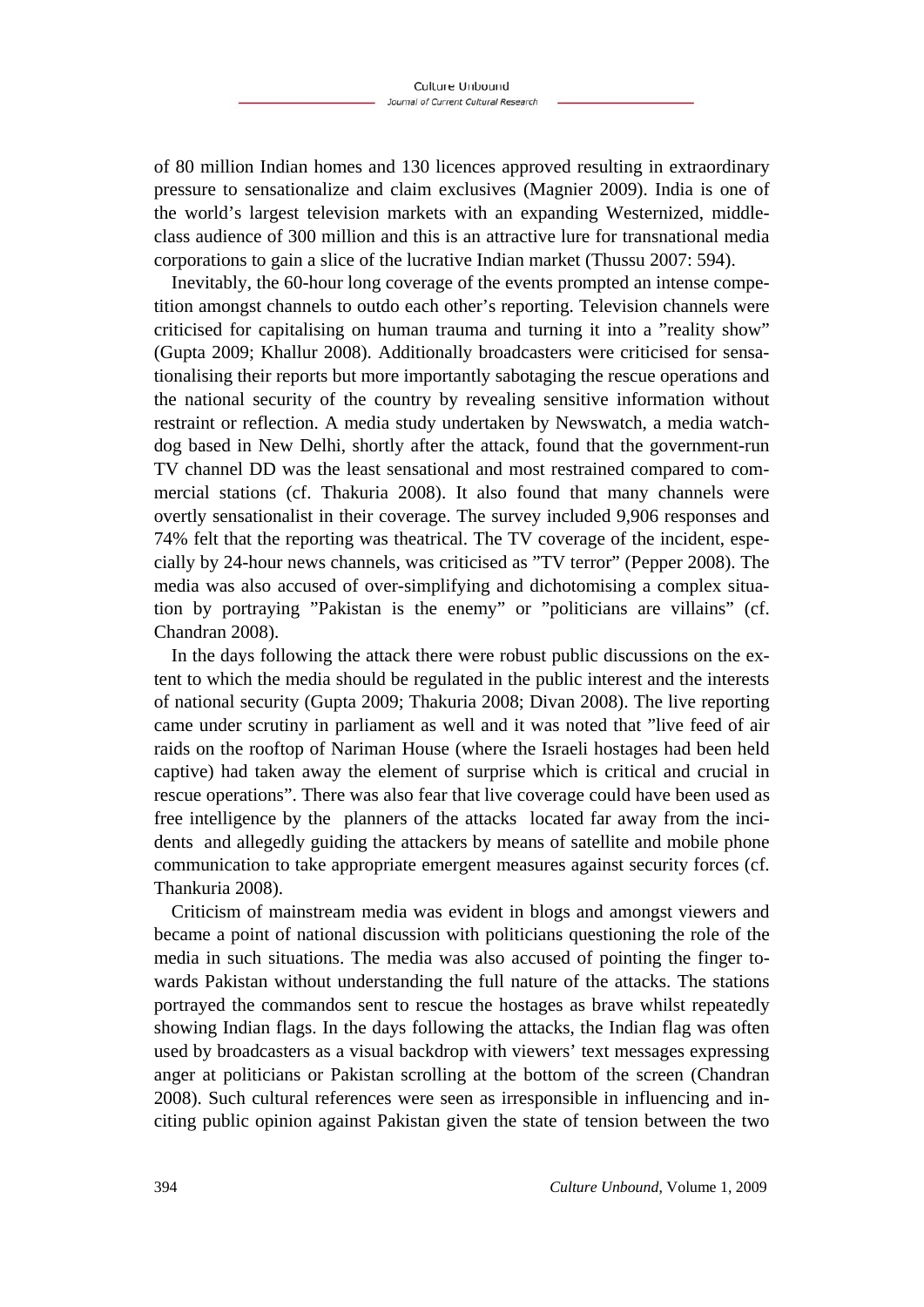of 80 million Indian homes and 130 licences approved resulting in extraordinary pressure to sensationalize and claim exclusives (Magnier 2009). India is one of the world's largest television markets with an expanding Westernized, middle-class audience of 300 million and this is an attractive lure for transnational media corporations to gain a slice of the lucrative Indian market (Thussu 2007: 594).

Inevitably, the 60-hour long coverage of the events prompted an intense competition amongst channels to outdo each other's reporting. Television channels were criticised for capitalising on human trauma and turning it into a "reality show" (Gupta 2009; Khallur 2008). Additionally broadcasters were criticised for sensationalising their reports but more importantly sabotaging the rescue operations and the national security of the country by revealing sensitive information without restraint or reflection. A media study undertaken by Newswatch, a media watchdog based in New Delhi, shortly after the attack, found that the government-run TV channel DD was the least sensational and most restrained compared to commercial stations (cf. Thakuria 2008). It also found that many channels were overtly sensationalist in their coverage. The survey included 9,906 responses and 74% felt that the reporting was theatrical. The TV coverage of the incident, especially by 24-hour news channels, was criticised as "TV terror" (Pepper 2008). The media was also accused of over-simplifying and dichotomising a complex situation by portraying "Pakistan is the enemy" or "politicians are villains" (cf. Chandran 2008).

In the days following the attack there were robust public discussions on the extent to which the media should be regulated in the public interest and the interests of national security (Gupta 2009; Thakuria 2008; Divan 2008). The live reporting came under scrutiny in parliament as well and it was noted that "live feed of air raids on the rooftop of Nariman House (where the Israeli hostages had been held captive) had taken away the element of surprise which is critical and crucial in rescue operations". There was also fear that live coverage could have been used as free intelligence by the planners of the attacks located far away from the incidents and allegedly guiding the attackers by means of satellite and mobile phone communication to take appropriate emergent measures against security forces (cf. Thankuria 2008).

Criticism of mainstream media was evident in blogs and amongst viewers and became a point of national discussion with politicians questioning the role of the media in such situations. The media was also accused of pointing the finger towards Pakistan without understanding the full nature of the attacks. The stations portrayed the commandos sent to rescue the hostages as brave whilst repeatedly showing Indian flags. In the days following the attacks, the Indian flag was often used by broadcasters as a visual backdrop with viewers' text messages expressing anger at politicians or Pakistan scrolling at the bottom of the screen (Chandran 2008). Such cultural references were seen as irresponsible in influencing and inciting public opinion against Pakistan given the state of tension between the two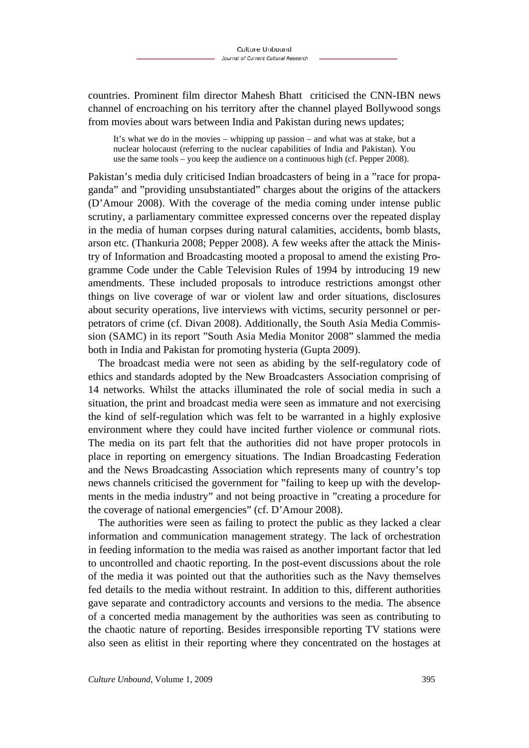countries. Prominent film director Mahesh Bhatt criticised the CNN-IBN news channel of encroaching on his territory after the channel played Bollywood songs from movies about wars between India and Pakistan during news updates;

> It's what we do in the movies – whipping up passion – and what was at stake, but a nuclear holocaust (referring to the nuclear capabilities of India and Pakistan). You use the same tools – you keep the audience on a continuous high (cf. Pepper 2008).

Pakistan's media duly criticised Indian broadcasters of being in a "race for propaganda" and "providing unsubstantiated" charges about the origins of the attackers (D'Amour 2008). With the coverage of the media coming under intense public scrutiny, a parliamentary committee expressed concerns over the repeated display in the media of human corpses during natural calamities, accidents, bomb blasts, arson etc. (Thankuria 2008; Pepper 2008). A few weeks after the attack the Ministry of Information and Broadcasting mooted a proposal to amend the existing Programme Code under the Cable Television Rules of 1994 by introducing 19 new amendments. These included proposals to introduce restrictions amongst other things on live coverage of war or violent law and order situations, disclosures about security operations, live interviews with victims, security personnel or perpetrators of crime (cf. Divan 2008). Additionally, the South Asia Media Commission (SAMC) in its report "South Asia Media Monitor 2008" slammed the media both in India and Pakistan for promoting hysteria (Gupta 2009).

The broadcast media were not seen as abiding by the self-regulatory code of ethics and standards adopted by the New Broadcasters Association comprising of 14 networks. Whilst the attacks illuminated the role of social media in such a situation, the print and broadcast media were seen as immature and not exercising the kind of self-regulation which was felt to be warranted in a highly explosive environment where they could have incited further violence or communal riots. The media on its part felt that the authorities did not have proper protocols in place in reporting on emergency situations. The Indian Broadcasting Federation and the News Broadcasting Association which represents many of country's top news channels criticised the government for "failing to keep up with the developments in the media industry" and not being proactive in "creating a procedure for the coverage of national emergencies" (cf. D'Amour 2008).

The authorities were seen as failing to protect the public as they lacked a clear information and communication management strategy. The lack of orchestration in feeding information to the media was raised as another important factor that led to uncontrolled and chaotic reporting. In the post-event discussions about the role of the media it was pointed out that the authorities such as the Navy themselves fed details to the media without restraint. In addition to this, different authorities gave separate and contradictory accounts and versions to the media. The absence of a concerted media management by the authorities was seen as contributing to the chaotic nature of reporting. Besides irresponsible reporting TV stations were also seen as elitist in their reporting where they concentrated on the hostages at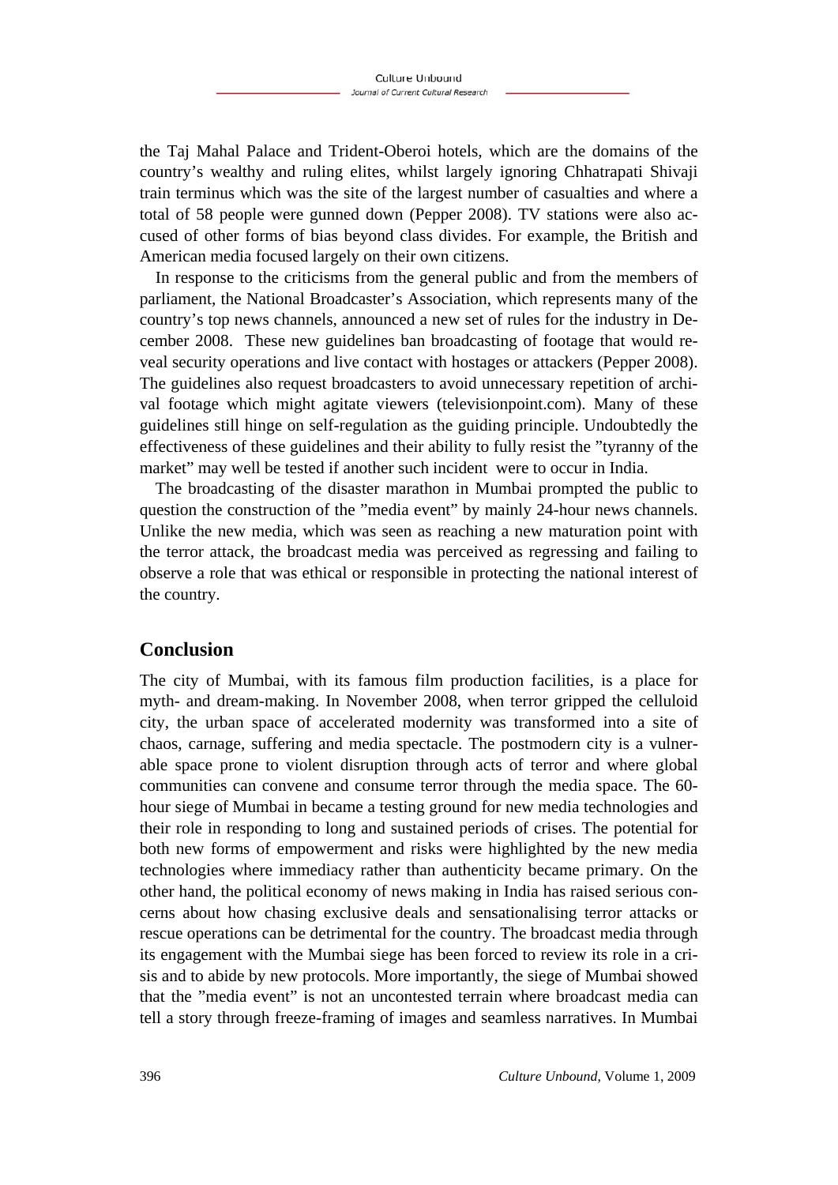the Taj Mahal Palace and Trident-Oberoi hotels, which are the domains of the country's wealthy and ruling elites, whilst largely ignoring Chhatrapati Shivaji train terminus which was the site of the largest number of casualties and where a total of 58 people were gunned down (Pepper 2008). TV stations were also accused of other forms of bias beyond class divides. For example, the British and American media focused largely on their own citizens.

In response to the criticisms from the general public and from the members of parliament, the National Broadcaster's Association, which represents many of the country's top news channels, announced a new set of rules for the industry in December 2008. These new guidelines ban broadcasting of footage that would reveal security operations and live contact with hostages or attackers (Pepper 2008). The guidelines also request broadcasters to avoid unnecessary repetition of archival footage which might agitate viewers (televisionpoint.com). Many of these guidelines still hinge on self-regulation as the guiding principle. Undoubtedly the effectiveness of these guidelines and their ability to fully resist the "tyranny of the market" may well be tested if another such incident were to occur in India.

The broadcasting of the disaster marathon in Mumbai prompted the public to question the construction of the "media event" by mainly 24-hour news channels. Unlike the new media, which was seen as reaching a new maturation point with the terror attack, the broadcast media was perceived as regressing and failing to observe a role that was ethical or responsible in protecting the national interest of the country.

## Conclusion

The city of Mumbai, with its famous film production facilities, is a place for myth- and dream-making. In November 2008, when terror gripped the celluloid city, the urban space of accelerated modernity was transformed into a site of chaos, carnage, suffering and media spectacle. The postmodern city is a vulnerable space prone to violent disruption through acts of terror and where global communities can convene and consume terror through the media space. The 60-hour siege of Mumbai in became a testing ground for new media technologies and their role in responding to long and sustained periods of crises. The potential for both new forms of empowerment and risks were highlighted by the new media technologies where immediacy rather than authenticity became primary. On the other hand, the political economy of news making in India has raised serious concerns about how chasing exclusive deals and sensationalising terror attacks or rescue operations can be detrimental for the country. The broadcast media through its engagement with the Mumbai siege has been forced to review its role in a crisis and to abide by new protocols. More importantly, the siege of Mumbai showed that the "media event" is not an uncontested terrain where broadcast media can tell a story through freeze-framing of images and seamless narratives. In Mumbai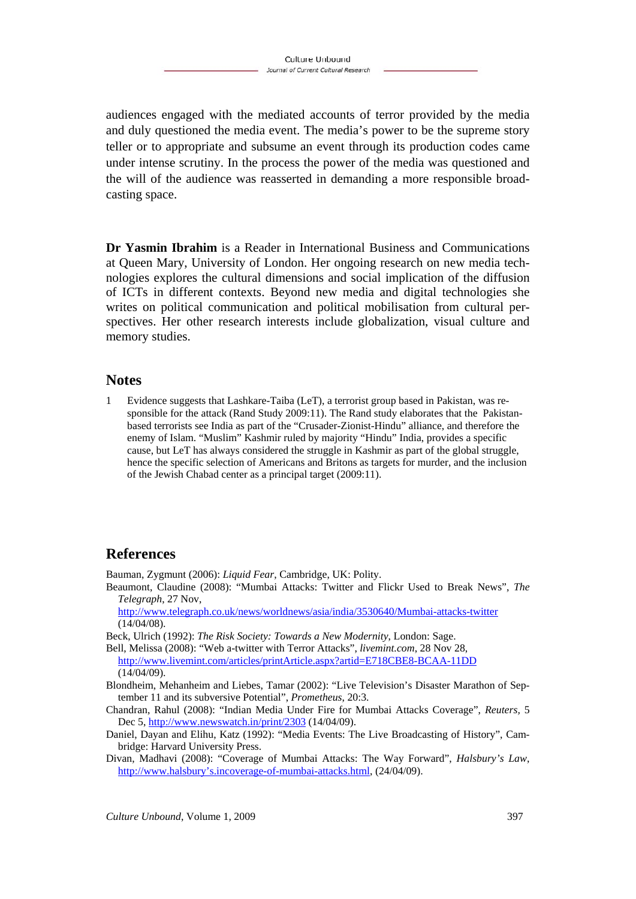audiences engaged with the mediated accounts of terror provided by the media and duly questioned the media event. The media's power to be the supreme story teller or to appropriate and subsume an event through its production codes came under intense scrutiny. In the process the power of the media was questioned and the will of the audience was reasserted in demanding a more responsible broadcasting space.

**Dr Yasmin Ibrahim** is a Reader in International Business and Communications at Queen Mary, University of London. Her ongoing research on new media technologies explores the cultural dimensions and social implication of the diffusion of ICTs in different contexts. Beyond new media and digital technologies she writes on political communication and political mobilisation from cultural perspectives. Her other research interests include globalization, visual culture and memory studies.

## Notes

1 Evidence suggests that Lashkare-Taiba (LeT), a terrorist group based in Pakistan, was responsible for the attack (Rand Study 2009:11). The Rand study elaborates that the Pakistan-based terrorists see India as part of the "Crusader-Zionist-Hindu" alliance, and therefore the enemy of Islam. "Muslim" Kashmir ruled by majority "Hindu" India, provides a specific cause, but LeT has always considered the struggle in Kashmir as part of the global struggle, hence the specific selection of Americans and Britons as targets for murder, and the inclusion of the Jewish Chabad center as a principal target (2009:11).

## References

Bauman, Zygmunt (2006): *Liquid Fear*, Cambridge, UK: Polity.

Beaumont, Claudine (2008): "Mumbai Attacks: Twitter and Flickr Used to Break News", *The Telegraph*, 27 Nov, http://www.telegraph.co.uk/news/worldnews/asia/india/3530640/Mumbai-attacks-twitter (14/04/08).

Beck, Ulrich (1992): *The Risk Society: Towards a New Modernity*, London: Sage.

Bell, Melissa (2008): "Web a-twitter with Terror Attacks", *livemint.com*, 28 Nov 28, http://www.livemint.com/articles/printArticle.aspx?artid=E718CBE8-BCAA-11DD (14/04/09).

Blondheim, Mehanheim and Liebes, Tamar (2002): "Live Television's Disaster Marathon of September 11 and its subversive Potential", *Prometheus*, 20:3.

Chandran, Rahul (2008): "Indian Media Under Fire for Mumbai Attacks Coverage", *Reuters*, 5 Dec 5, http://www.newswatch.in/print/2303 (14/04/09).

Daniel, Dayan and Elihu, Katz (1992): "Media Events: The Live Broadcasting of History", Cambridge: Harvard University Press.

Divan, Madhavi (2008): "Coverage of Mumbai Attacks: The Way Forward", *Halsbury's Law*, http://www.halsbury's.incoverage-of-mumbai-attacks.html, (24/04/09).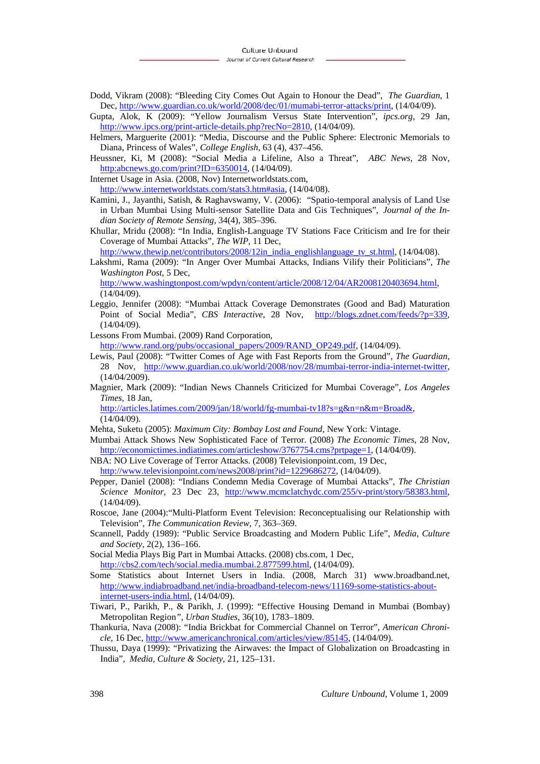Dodd, Vikram (2008): "Bleeding City Comes Out Again to Honour the Dead", *The Guardian*, 1 Dec, http://www.guardian.co.uk/world/2008/dec/01/mumabi-terror-attacks/print, (14/04/09).

Gupta, Alok, K (2009): "Yellow Journalism Versus State Intervention", *ipcs.org*, 29 Jan, http://www.ipcs.org/print-article-details.php?recNo=2810, (14/04/09).

Helmers, Marguerite (2001): "Media, Discourse and the Public Sphere: Electronic Memorials to Diana, Princess of Wales", *College English*, 63 (4), 437–456.

Heussner, Ki, M (2008): "Social Media a Lifeline, Also a Threat", *ABC News*, 28 Nov, http:abcnews.go.com/print?ID=6350014, (14/04/09).

Internet Usage in Asia. (2008, Nov) Internetworldstats.com, http://www.internetworldstats.com/stats3.htm#asia, (14/04/08).

Kamini, J., Jayanthi, Satish, & Raghavswamy, V. (2006): "Spatio-temporal analysis of Land Use in Urban Mumbai Using Multi-sensor Satellite Data and Gis Techniques", *Journal of the Indian Society of Remote Sensing*, 34(4), 385–396.

Khullar, Mridu (2008): "In India, English-Language TV Stations Face Criticism and Ire for their Coverage of Mumbai Attacks", *The WIP*, 11 Dec, http://www.thewip.net/contributors/2008/12in_india_englishlanguage_tv_st.html, (14/04/08).

Lakshmi, Rama (2009): "In Anger Over Mumbai Attacks, Indians Vilify their Politicians", *The Washington Post*, 5 Dec, http://www.washingtonpost.com/wpdyn/content/article/2008/12/04/AR2008120403694.html, (14/04/09).

Leggio, Jennifer (2008): "Mumbai Attack Coverage Demonstrates (Good and Bad) Maturation Point of Social Media", *CBS Interactive*, 28 Nov, http://blogs.zdnet.com/feeds/?p=339, (14/04/09).

Lessons From Mumbai. (2009) Rand Corporation, http://www.rand.org/pubs/occasional_papers/2009/RAND_OP249.pdf, (14/04/09).

Lewis, Paul (2008): "Twitter Comes of Age with Fast Reports from the Ground", *The Guardian*, 28 Nov, http://www.guardian.co.uk/world/2008/nov/28/mumbai-terror-india-internet-twitter, (14/04/2009).

Magnier, Mark (2009): "Indian News Channels Criticized for Mumbai Coverage", *Los Angeles Times*, 18 Jan, http://articles.latimes.com/2009/jan/18/world/fg-mumbai-tv18?s=g&n=n&m=Broad&, (14/04/09).

Mehta, Suketu (2005): *Maximum City: Bombay Lost and Found*, New York: Vintage.

Mumbai Attack Shows New Sophisticated Face of Terror. (2008) *The Economic Times*, 28 Nov, http://economictimes.indiatimes.com/articleshow/3767754.cms?prtpage=1, (14/04/09).

NBA: NO Live Coverage of Terror Attacks. (2008) Televisionpoint.com, 19 Dec, http://www.televisionpoint.com/news2008/print?id=1229686272, (14/04/09).

Pepper, Daniel (2008): "Indians Condemn Media Coverage of Mumbai Attacks", *The Christian Science Monitor*, 23 Dec 23, http://www.mcmclatchydc.com/255/v-print/story/58383.html, (14/04/09).

Roscoe, Jane (2004):"Multi-Platform Event Television: Reconceptualising our Relationship with Television", *The Communication Review*, 7, 363–369.

Scannell, Paddy (1989): "Public Service Broadcasting and Modern Public Life", *Media, Culture and Society*, 2(2), 136–166.

Social Media Plays Big Part in Mumbai Attacks. (2008) cbs.com, 1 Dec, http://cbs2.com/tech/social.media.mumbai.2.877599.html, (14/04/09).

Some Statistics about Internet Users in India. (2008, March 31) www.broadband.net, http://www.indiabroadband.net/india-broadband-telecom-news/11169-some-statistics-about-internet-users-india.html, (14/04/09).

Tiwari, P., Parikh, P., & Parikh, J. (1999): "Effective Housing Demand in Mumbai (Bombay) Metropolitan Region", *Urban Studies*, 36(10), 1783–1809.

Thankuria, Nava (2008): "India Brickbat for Commercial Channel on Terror", *American Chronicle*, 16 Dec, http://www.americanchronical.com/articles/view/85145, (14/04/09).

Thussu, Daya (1999): "Privatizing the Airwaves: the Impact of Globalization on Broadcasting in India", *Media, Culture & Society*, 21, 125–131.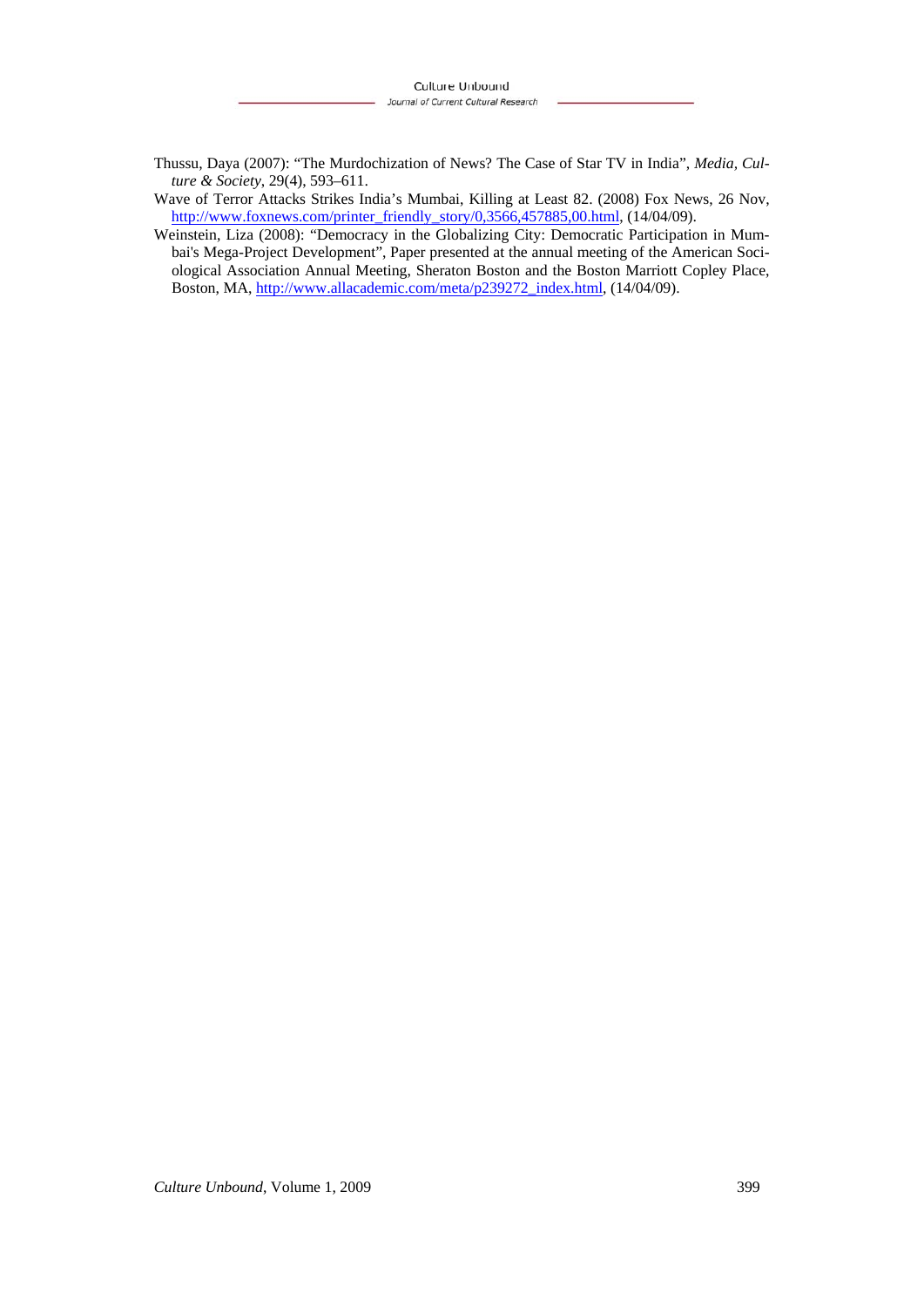Thussu, Daya (2007): “The Murdochization of News? The Case of Star TV in India”, *Media, Culture & Society*, 29(4), 593–611.

Wave of Terror Attacks Strikes India’s Mumbai, Killing at Least 82. (2008) Fox News, 26 Nov, http://www.foxnews.com/printer_friendly_story/0,3566,457885,00.html, (14/04/09).

Weinstein, Liza (2008): “Democracy in the Globalizing City: Democratic Participation in Mumbai's Mega-Project Development”, Paper presented at the annual meeting of the American Sociological Association Annual Meeting, Sheraton Boston and the Boston Marriott Copley Place, Boston, MA, http://www.allacademic.com/meta/p239272_index.html, (14/04/09).